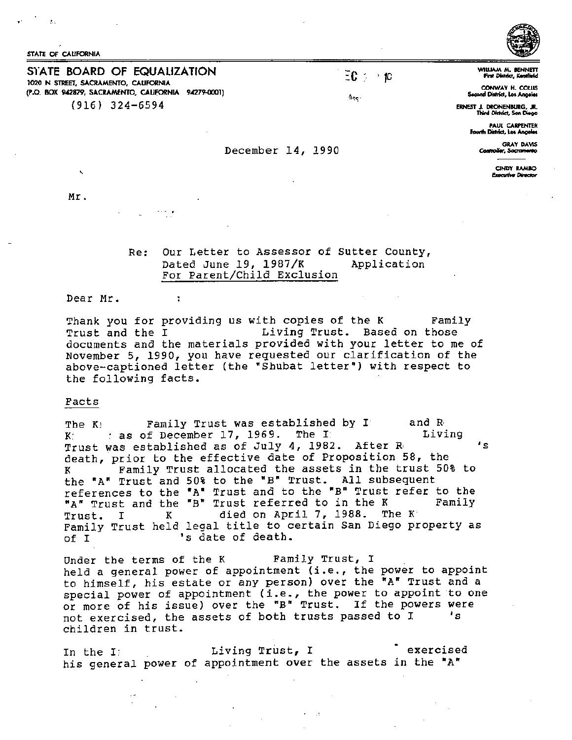STATE OF CALIFORNIA

**STATE BOARD OF EQUALIZATION**
1020 N STREET, SACRAMENTO, CALIFORNIA
(P.O. BOX 942879, SACRAMENTO, CALIFORNIA 94279-0001)
(916) 324-6594

WILLIAM M. BENNETT
*First District, Kentfield*

CONWAY H. COLLIS
*Second District, Los Angeles*

ERNEST J. DRONENBURG, JR.
*Third District, San Diego*

PAUL CARPENTER
*Fourth District, Los Angeles*

GRAY DAVIS
*Controller, Sacramento*

CINDY RAMBO
*Executive Director*

December 14, 1990

Mr.

Re: Our Letter to Assessor of Sutter County,
Dated June 19, 1987/K Application
For Parent/Child Exclusion

Dear Mr. :

Thank you for providing us with copies of the K Family Trust and the I Living Trust. Based on those documents and the materials provided with your letter to me of November 5, 1990, you have requested our clarification of the above-captioned letter (the "Shubat letter") with respect to the following facts.

Facts

The K Family Trust was established by I and R K as of December 17, 1969. The I Living Trust was established as of July 4, 1982. After R 's death, prior to the effective date of Proposition 58, the K Family Trust allocated the assets in the trust 50% to the "A" Trust and 50% to the "B" Trust. All subsequent references to the "A" Trust and to the "B" Trust refer to the "A" Trust and the "B" Trust referred to in the K Family Trust. I K died on April 7, 1988. The K Family Trust held legal title to certain San Diego property as of I 's date of death.

Under the terms of the K Family Trust, I held a general power of appointment (i.e., the power to appoint to himself, his estate or any person) over the "A" Trust and a special power of appointment (i.e., the power to appoint to one or more of his issue) over the "B" Trust. If the powers were not exercised, the assets of both trusts passed to I 's children in trust.

In the I Living Trust, I exercised his general power of appointment over the assets in the "A"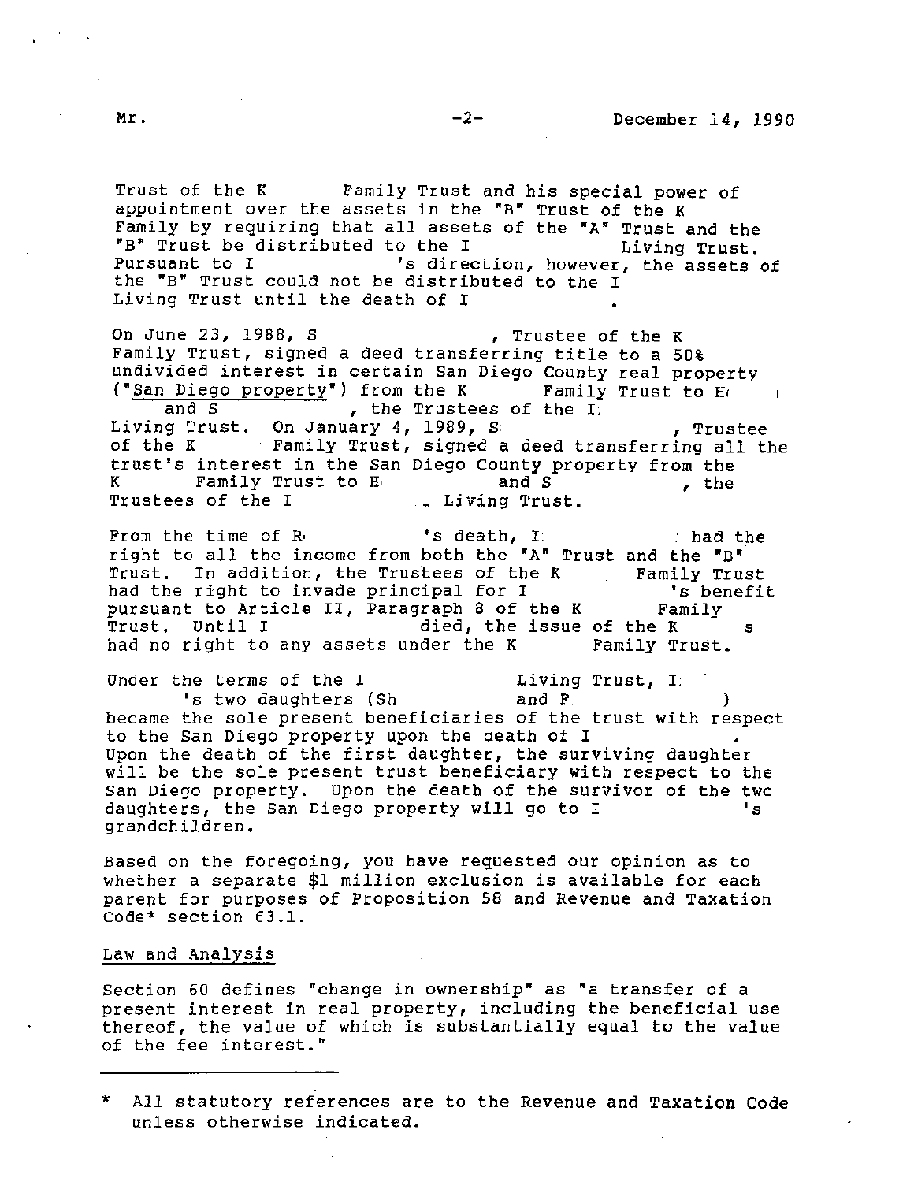Trust of the K Family Trust and his special power of appointment over the assets in the "B" Trust of the K Family by requiring that all assets of the "A" Trust and the "B" Trust be distributed to the I Living Trust. Pursuant to I 's direction, however, the assets of the "B" Trust could not be distributed to the I Living Trust until the death of I .

On June 23, 1988, S , Trustee of the K Family Trust, signed a deed transferring title to a 50% undivided interest in certain San Diego County real property ("San Diego property") from the K Family Trust to H and S , the Trustees of the I Living Trust. On January 4, 1989, S , Trustee of the K Family Trust, signed a deed transferring all the trust's interest in the San Diego County property from the K Family Trust to H and S , the Trustees of the I Living Trust.

From the time of R 's death, I had the right to all the income from both the "A" Trust and the "B" Trust. In addition, the Trustees of the K Family Trust had the right to invade principal for I 's benefit pursuant to Article II, Paragraph 8 of the K Family Trust. Until I died, the issue of the K s had no right to any assets under the K Family Trust.

Under the terms of the I Living Trust, I 's two daughters (Sh and F ) became the sole present beneficiaries of the trust with respect to the San Diego property upon the death of I . Upon the death of the first daughter, the surviving daughter will be the sole present trust beneficiary with respect to the San Diego property. Upon the death of the survivor of the two daughters, the San Diego property will go to I 's grandchildren.

Based on the foregoing, you have requested our opinion as to whether a separate $1 million exclusion is available for each parent for purposes of Proposition 58 and Revenue and Taxation Code* section 63.1.

## Law and Analysis

Section 60 defines "change in ownership" as "a transfer of a present interest in real property, including the beneficial use thereof, the value of which is substantially equal to the value of the fee interest."

---

\* All statutory references are to the Revenue and Taxation Code unless otherwise indicated.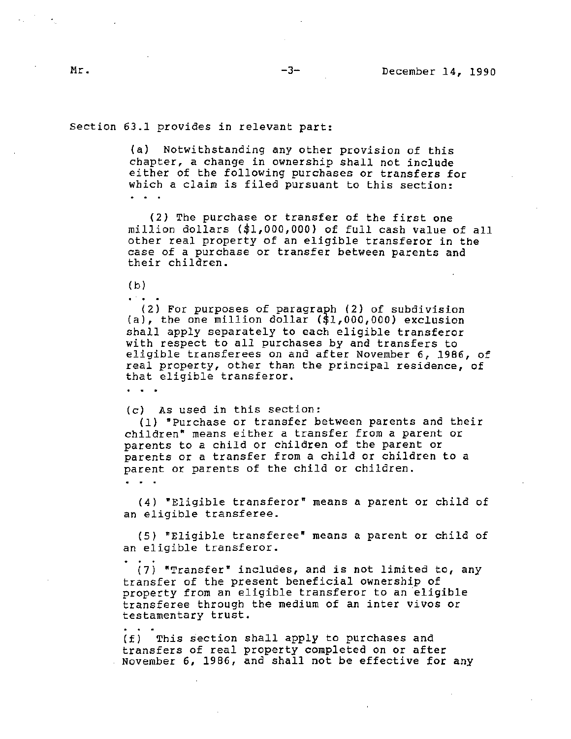Section 63.1 provides in relevant part:

> (a) Notwithstanding any other provision of this chapter, a change in ownership shall not include either of the following purchases or transfers for which a claim is filed pursuant to this section:
>
> . . .
>
> (2) The purchase or transfer of the first one million dollars ($1,000,000) of full cash value of all other real property of an eligible transferor in the case of a purchase or transfer between parents and their children.
>
> (b)
>
> . . .
>
> (2) For purposes of paragraph (2) of subdivision (a), the one million dollar ($1,000,000) exclusion shall apply separately to each eligible transferor with respect to all purchases by and transfers to eligible transferees on and after November 6, 1986, of real property, other than the principal residence, of that eligible transferor.
>
> . . .
>
> (c) As used in this section:
>
> (1) "Purchase or transfer between parents and their children" means either a transfer from a parent or parents to a child or children of the parent or parents or a transfer from a child or children to a parent or parents of the child or children.
>
> . . .
>
> (4) "Eligible transferor" means a parent or child of an eligible transferee.
>
> (5) "Eligible transferee" means a parent or child of an eligible transferor.
>
> . . .
>
> (7) "Transfer" includes, and is not limited to, any transfer of the present beneficial ownership of property from an eligible transferor to an eligible transferee through the medium of an inter vivos or testamentary trust.
>
> . . .
>
> (f) This section shall apply to purchases and transfers of real property completed on or after November 6, 1986, and shall not be effective for any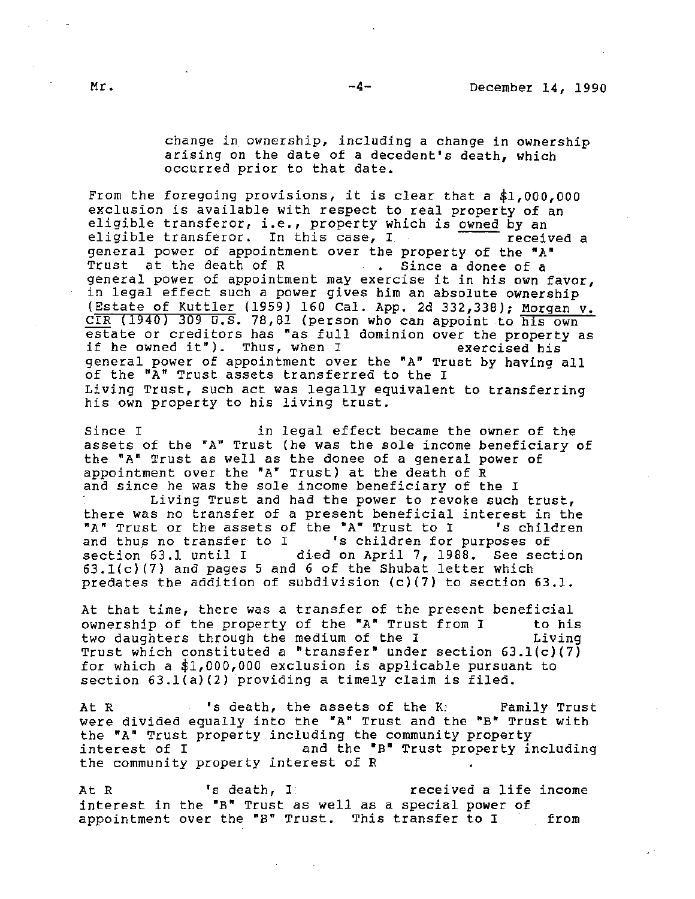change in ownership, including a change in ownership arising on the date of a decedent's death, which occurred prior to that date.

From the foregoing provisions, it is clear that a $1,000,000 exclusion is available with respect to real property of an eligible transferor, i.e., property which is owned by an eligible transferor. In this case, I received a general power of appointment over the property of the "A" Trust at the death of R . Since a donee of a general power of appointment may exercise it in his own favor, in legal effect such a power gives him an absolute ownership (Estate of Kuttler (1959) 160 Cal. App. 2d 332,338); Morgan v. CIR (1940) 309 U.S. 78,81 (person who can appoint to his own estate or creditors has "as full dominion over the property as if he owned it"). Thus, when I exercised his general power of appointment over the "A" Trust by having all of the "A" Trust assets transferred to the I Living Trust, such act was legally equivalent to transferring his own property to his living trust.

Since I in legal effect became the owner of the assets of the "A" Trust (he was the sole income beneficiary of the "A" Trust as well as the donee of a general power of appointment over the "A" Trust) at the death of R and since he was the sole income beneficiary of the I Living Trust and had the power to revoke such trust, there was no transfer of a present beneficial interest in the "A" Trust or the assets of the "A" Trust to I 's children and thus no transfer to I 's children for purposes of section 63.1 until I died on April 7, 1988. See section 63.1(c)(7) and pages 5 and 6 of the Shubat letter which predates the addition of subdivision (c)(7) to section 63.1.

At that time, there was a transfer of the present beneficial ownership of the property of the "A" Trust from I to his two daughters through the medium of the I Living Trust which constituted a "transfer" under section 63.1(c)(7) for which a $1,000,000 exclusion is applicable pursuant to section 63.1(a)(2) providing a timely claim is filed.

At R 's death, the assets of the K Family Trust were divided equally into the "A" Trust and the "B" Trust with the "A" Trust property including the community property interest of I and the "B" Trust property including the community property interest of R .

At R 's death, I received a life income interest in the "B" Trust as well as a special power of appointment over the "B" Trust. This transfer to I from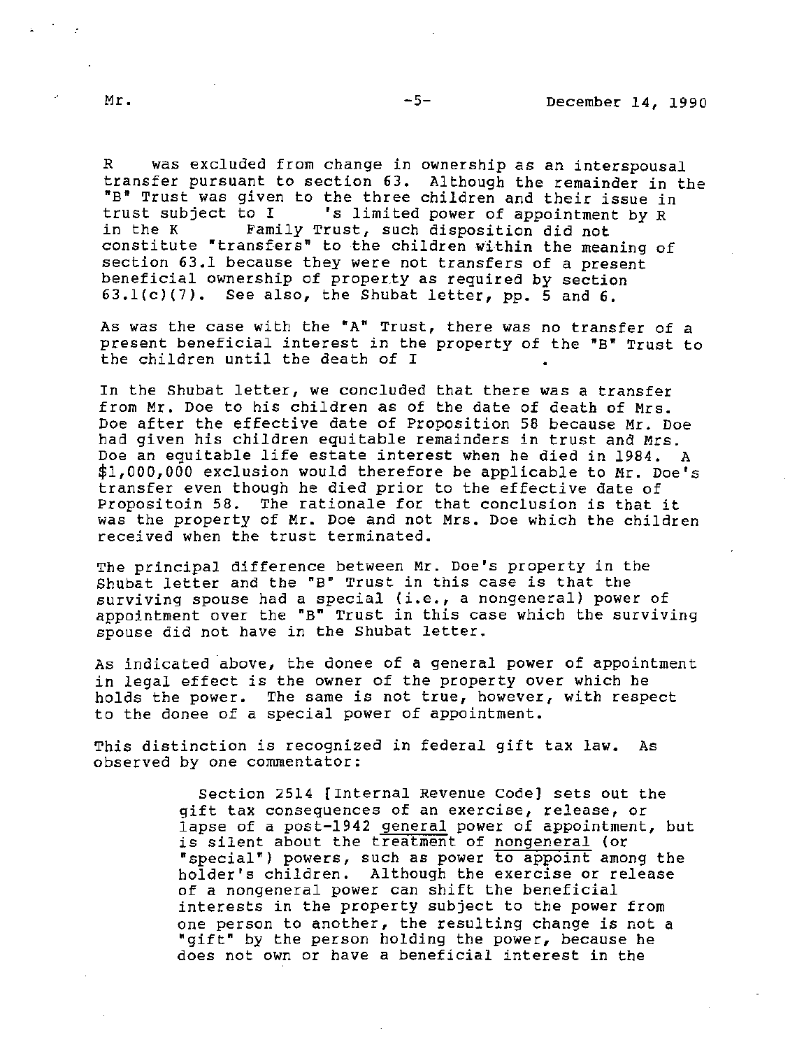R was excluded from change in ownership as an interspousal transfer pursuant to section 63. Although the remainder in the "B" Trust was given to the three children and their issue in trust subject to I 's limited power of appointment by R in the K Family Trust, such disposition did not constitute "transfers" to the children within the meaning of section 63.1 because they were not transfers of a present beneficial ownership of property as required by section 63.1(c)(7). See also, the Shubat letter, pp. 5 and 6.

As was the case with the "A" Trust, there was no transfer of a present beneficial interest in the property of the "B" Trust to the children until the death of I .

In the Shubat letter, we concluded that there was a transfer from Mr. Doe to his children as of the date of death of Mrs. Doe after the effective date of Proposition 58 because Mr. Doe had given his children equitable remainders in trust and Mrs. Doe an equitable life estate interest when he died in 1984. A $1,000,000 exclusion would therefore be applicable to Mr. Doe's transfer even though he died prior to the effective date of Propositoin 58. The rationale for that conclusion is that it was the property of Mr. Doe and not Mrs. Doe which the children received when the trust terminated.

The principal difference between Mr. Doe's property in the Shubat letter and the "B" Trust in this case is that the surviving spouse had a special (i.e., a nongeneral) power of appointment over the "B" Trust in this case which the surviving spouse did not have in the Shubat letter.

As indicated above, the donee of a general power of appointment in legal effect is the owner of the property over which he holds the power. The same is not true, however, with respect to the donee of a special power of appointment.

This distinction is recognized in federal gift tax law. As observed by one commentator:

> Section 2514 [Internal Revenue Code] sets out the gift tax consequences of an exercise, release, or lapse of a post-1942 <u>general</u> power of appointment, but is silent about the treatment of <u>nongeneral</u> (or "special") powers, such as power to appoint among the holder's children. Although the exercise or release of a nongeneral power can shift the beneficial interests in the property subject to the power from one person to another, the resulting change is not a "gift" by the person holding the power, because he does not own or have a beneficial interest in the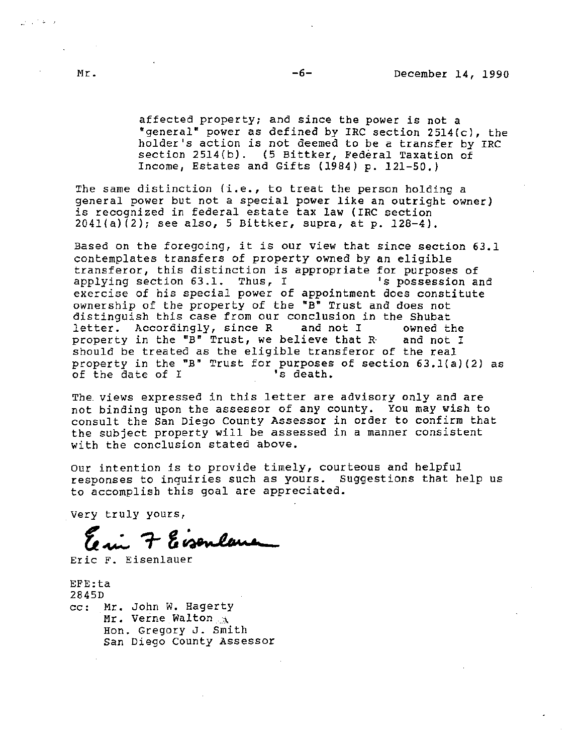affected property; and since the power is not a "general" power as defined by IRC section 2514(c), the holder's action is not deemed to be a transfer by IRC section 2514(b). (5 Bittker, Federal Taxation of Income, Estates and Gifts (1984) p. 121-50.)

The same distinction (i.e., to treat the person holding a general power but not a special power like an outright owner) is recognized in federal estate tax law (IRC section 2041(a)(2); see also, 5 Bittker, supra, at p. 128-4).

Based on the foregoing, it is our view that since section 63.1 contemplates transfers of property owned by an eligible transferor, this distinction is appropriate for purposes of applying section 63.1. Thus, I 's possession and exercise of his special power of appointment does constitute ownership of the property of the "B" Trust and does not distinguish this case from our conclusion in the Shubat letter. Accordingly, since R and not I owned the property in the "B" Trust, we believe that R and not I should be treated as the eligible transferor of the real property in the "B" Trust for purposes of section 63.1(a)(2) as of the date of I 's death.

The views expressed in this letter are advisory only and are not binding upon the assessor of any county. You may wish to consult the San Diego County Assessor in order to confirm that the subject property will be assessed in a manner consistent with the conclusion stated above.

Our intention is to provide timely, courteous and helpful responses to inquiries such as yours. Suggestions that help us to accomplish this goal are appreciated.

Very truly yours,

Eric F. Eisenlauer

EFE:ta
2845D
cc: Mr. John W. Hagerty
Mr. Verne Walton
Hon. Gregory J. Smith
San Diego County Assessor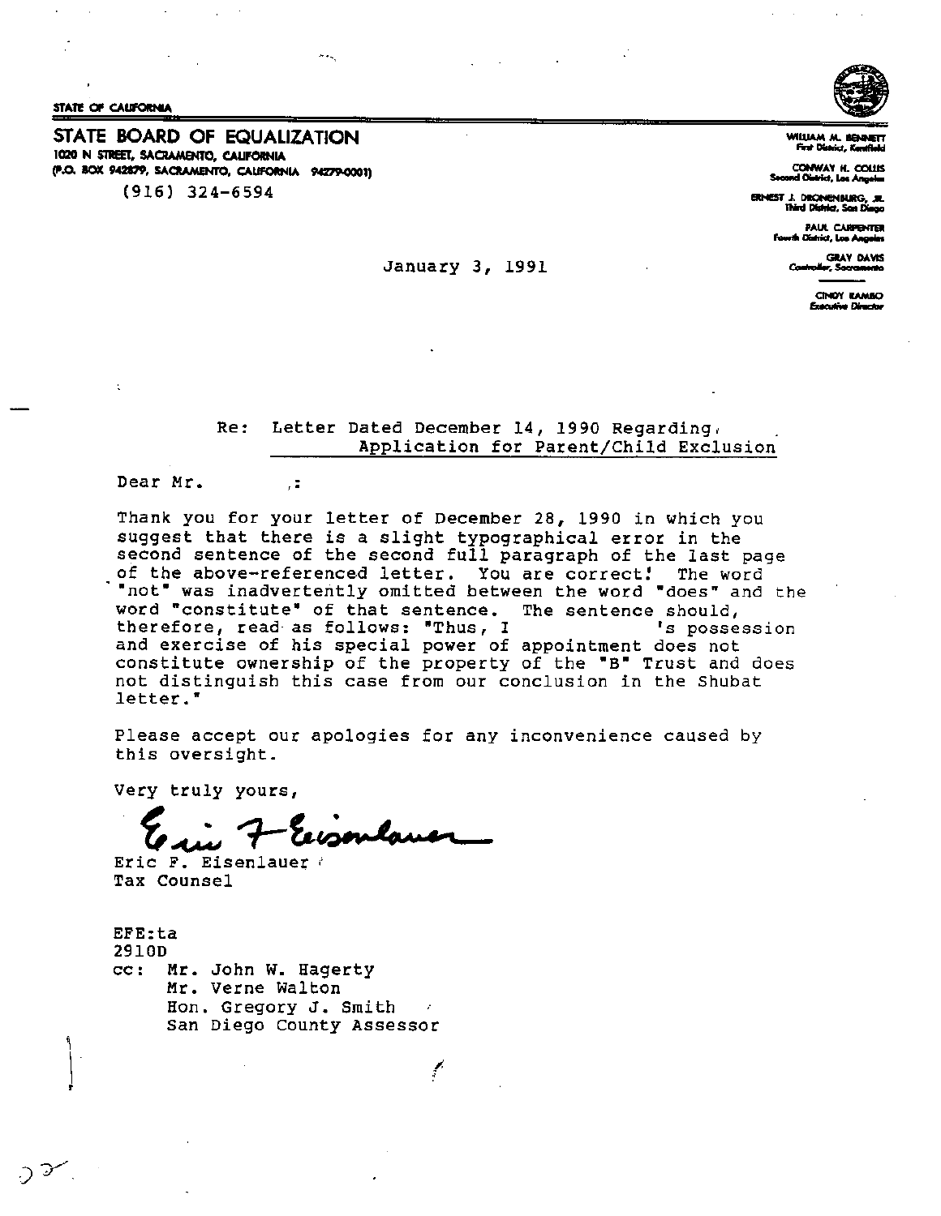STATE OF CALIFORNIA

**STATE BOARD OF EQUALIZATION**
1020 N STREET, SACRAMENTO, CALIFORNIA
(P.O. BOX 942879, SACRAMENTO, CALIFORNIA 94279-0001)
(916) 324-6594

WILLIAM M. BENNETT
First District, Kentfield

CONWAY H. COLLIS
Second District, Los Angeles

ERNEST J. DRONENBURG, JR.
Third District, San Diego

PAUL CARPENTER
Fourth District, Los Angeles

GRAY DAVIS
Controller, Sacramento

CINDY RAMBO
Executive Director

January 3, 1991

Re: Letter Dated December 14, 1990 Regarding Application for Parent/Child Exclusion

Dear Mr. :

Thank you for your letter of December 28, 1990 in which you suggest that there is a slight typographical error in the second sentence of the second full paragraph of the last page of the above-referenced letter. You are correct! The word "not" was inadvertently omitted between the word "does" and the word "constitute" of that sentence. The sentence should, therefore, read as follows: "Thus, I 's possession and exercise of his special power of appointment does not constitute ownership of the property of the "B" Trust and does not distinguish this case from our conclusion in the Shubat letter."

Please accept our apologies for any inconvenience caused by this oversight.

Very truly yours,

Eric F. Eisenlauer
Tax Counsel

EFE:ta
2910D
cc: Mr. John W. Hagerty
Mr. Verne Walton
Hon. Gregory J. Smith
San Diego County Assessor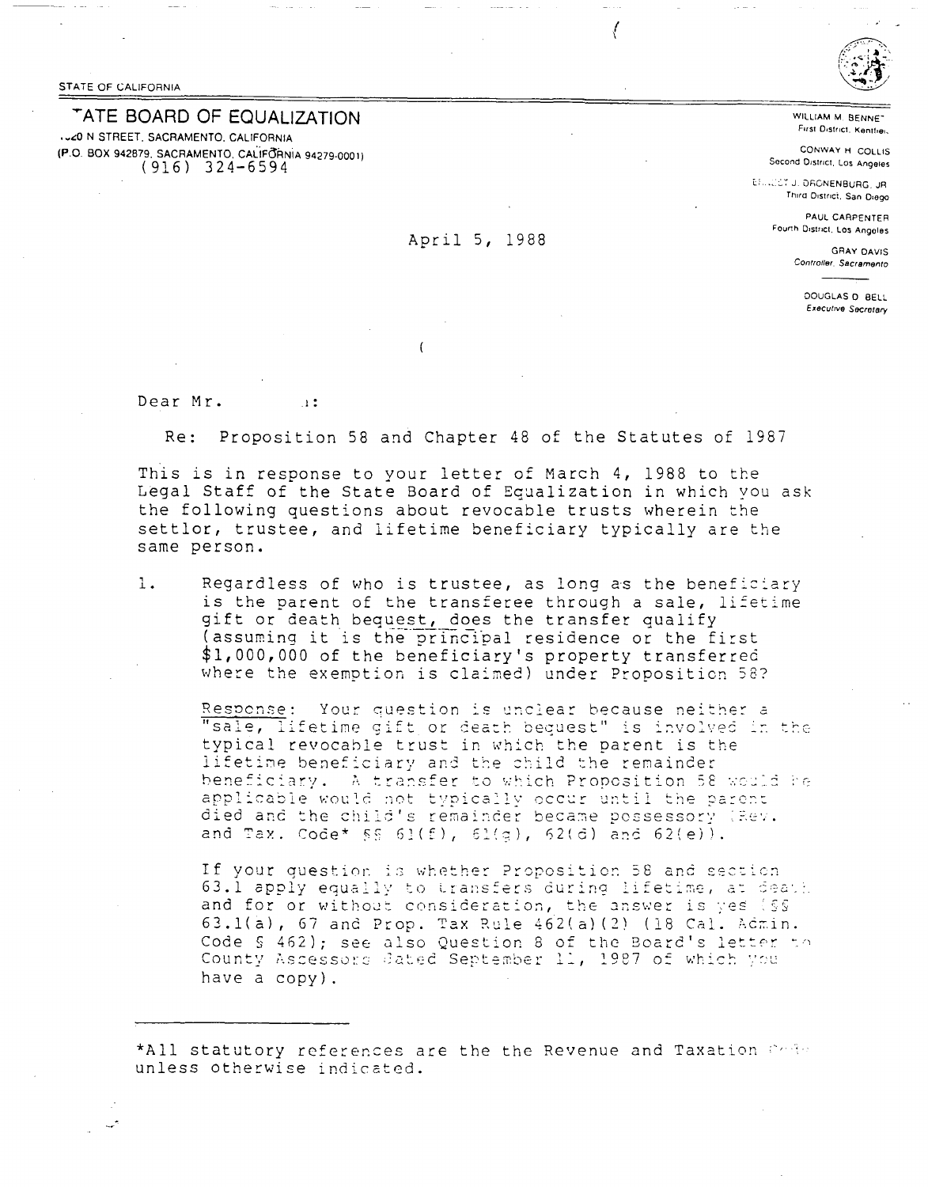STATE OF CALIFORNIA

# STATE BOARD OF EQUALIZATION

1020 N STREET, SACRAMENTO, CALIFORNIA
(P.O. BOX 942879, SACRAMENTO, CALIFORNIA 94279-0001)
(916) 324-6594

WILLIAM M. BENNETT
First District, Kentfield

CONWAY H. COLLIS
Second District, Los Angeles

ERNEST J. DRONENBURG, JR
Third District, San Diego

PAUL CARPENTER
Fourth District, Los Angeles

GRAY DAVIS
Controller, Sacramento

DOUGLAS D. BELL
Executive Secretary

April 5, 1988

Dear Mr. :

Re: Proposition 58 and Chapter 48 of the Statutes of 1987

This is in response to your letter of March 4, 1988 to the Legal Staff of the State Board of Equalization in which you ask the following questions about revocable trusts wherein the settlor, trustee, and lifetime beneficiary typically are the same person.

1. Regardless of who is trustee, as long as the beneficiary is the parent of the transferee through a sale, lifetime gift or death bequest, does the transfer qualify (assuming it is the principal residence or the first $1,000,000 of the beneficiary's property transferred where the exemption is claimed) under Proposition 58?

   Response: Your question is unclear because neither a "sale, lifetime gift or death bequest" is involved in the typical revocable trust in which the parent is the lifetime beneficiary and the child the remainder beneficiary. A transfer to which Proposition 58 would be applicable would not typically occur until the parent died and the child's remainder became possessory (Rev. and Tax. Code* §§ 61(f), 61(g), 62(d) and 62(e)).

   If your question is whether Proposition 58 and section 63.1 apply equally to transfers during lifetime, at death and for or without consideration, the answer is yes (§§ 63.1(a), 67 and Prop. Tax Rule 462(a)(2) (18 Cal. Admin. Code § 462); see also Question 8 of the Board's letter to County Assessors dated September 11, 1987 of which you have a copy).

---

*All statutory references are the the Revenue and Taxation Code unless otherwise indicated.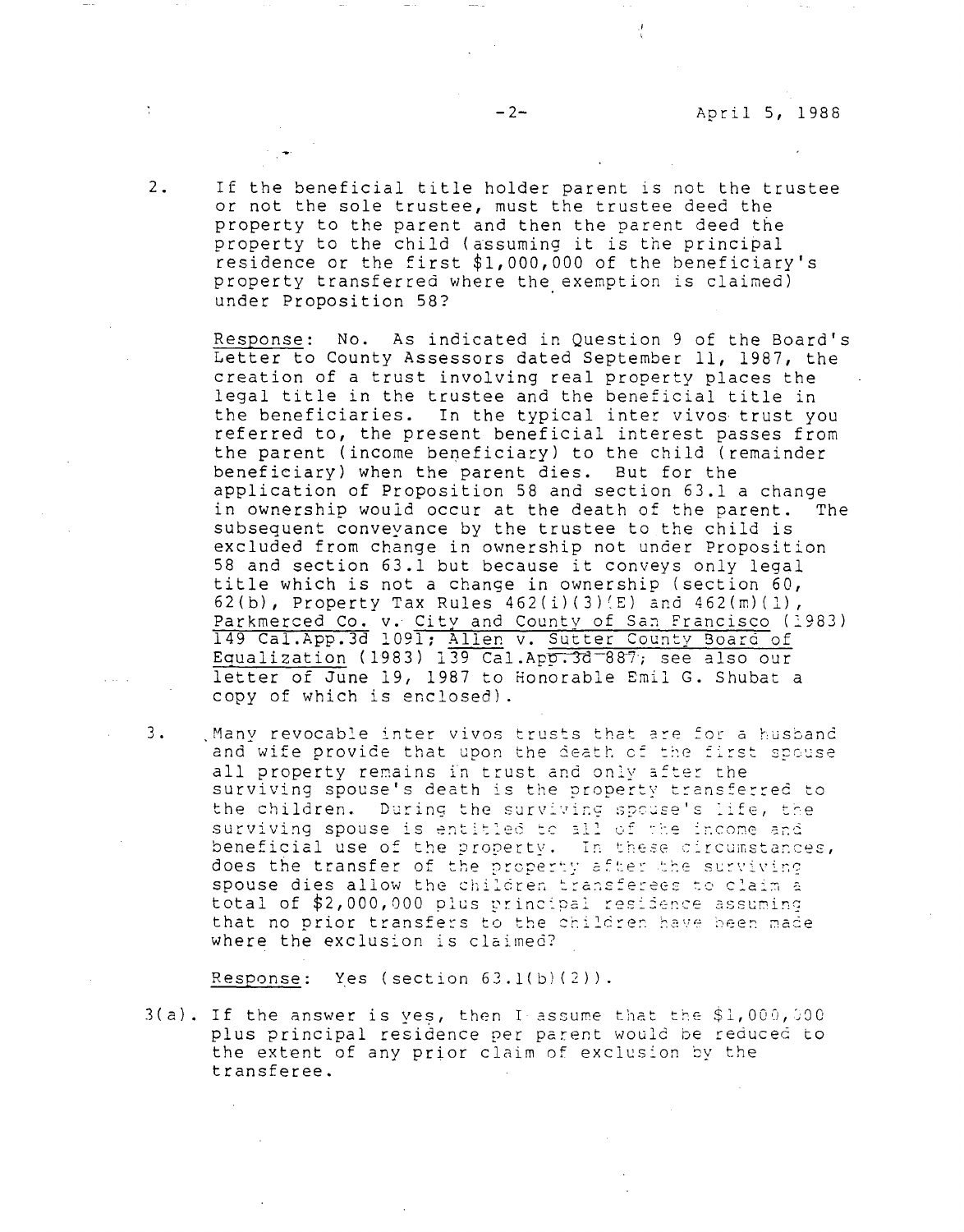2. If the beneficial title holder parent is not the trustee or not the sole trustee, must the trustee deed the property to the parent and then the parent deed the property to the child (assuming it is the principal residence or the first $1,000,000 of the beneficiary's property transferred where the exemption is claimed) under Proposition 58?

   Response: No. As indicated in Question 9 of the Board's Letter to County Assessors dated September 11, 1987, the creation of a trust involving real property places the legal title in the trustee and the beneficial title in the beneficiaries. In the typical inter vivos trust you referred to, the present beneficial interest passes from the parent (income beneficiary) to the child (remainder beneficiary) when the parent dies. But for the application of Proposition 58 and section 63.1 a change in ownership would occur at the death of the parent. The subsequent conveyance by the trustee to the child is excluded from change in ownership not under Proposition 58 and section 63.1 but because it conveys only legal title which is not a change in ownership (section 60, 62(b), Property Tax Rules 462(i)(3)(E) and 462(m)(1), Parkmerced Co. v. City and County of San Francisco (1983) 149 Cal.App.3d 1091; Allen v. Sutter County Board of Equalization (1983) 139 Cal.App.3d 887; see also our letter of June 19, 1987 to Honorable Emil G. Shubat a copy of which is enclosed).

3. Many revocable inter vivos trusts that are for a husband and wife provide that upon the death of the first spouse all property remains in trust and only after the surviving spouse's death is the property transferred to the children. During the surviving spouse's life, the surviving spouse is entitled to all of the income and beneficial use of the property. In these circumstances, does the transfer of the property after the surviving spouse dies allow the children transferees to claim a total of $2,000,000 plus principal residence assuming that no prior transfers to the children have been made where the exclusion is claimed?

   Response: Yes (section 63.1(b)(2)).

3(a). If the answer is yes, then I assume that the $1,000,000 plus principal residence per parent would be reduced to the extent of any prior claim of exclusion by the transferee.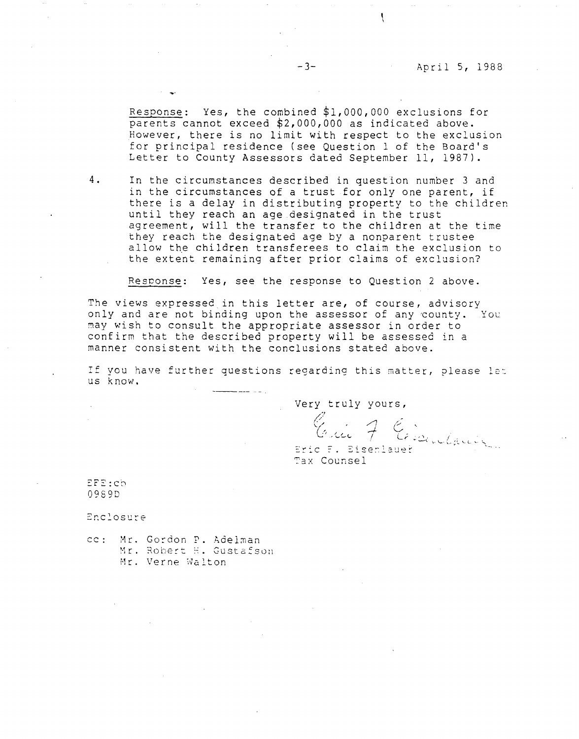April 5, 1988

Response: Yes, the combined $1,000,000 exclusions for parents cannot exceed $2,000,000 as indicated above. However, there is no limit with respect to the exclusion for principal residence (see Question 1 of the Board's Letter to County Assessors dated September 11, 1987).

4. In the circumstances described in question number 3 and in the circumstances of a trust for only one parent, if there is a delay in distributing property to the children until they reach an age designated in the trust agreement, will the transfer to the children at the time they reach the designated age by a nonparent trustee allow the children transferees to claim the exclusion to the extent remaining after prior claims of exclusion?

   Response: Yes, see the response to Question 2 above.

The views expressed in this letter are, of course, advisory only and are not binding upon the assessor of any county. You may wish to consult the appropriate assessor in order to confirm that the described property will be assessed in a manner consistent with the conclusions stated above.

If you have further questions regarding this matter, please let us know.

Very truly yours,

Eric F. Eisenlauer
Tax Counsel

EFE:cb
0989D

Enclosure

cc: Mr. Gordon P. Adelman
Mr. Robert H. Gustafson
Mr. Verne Walton